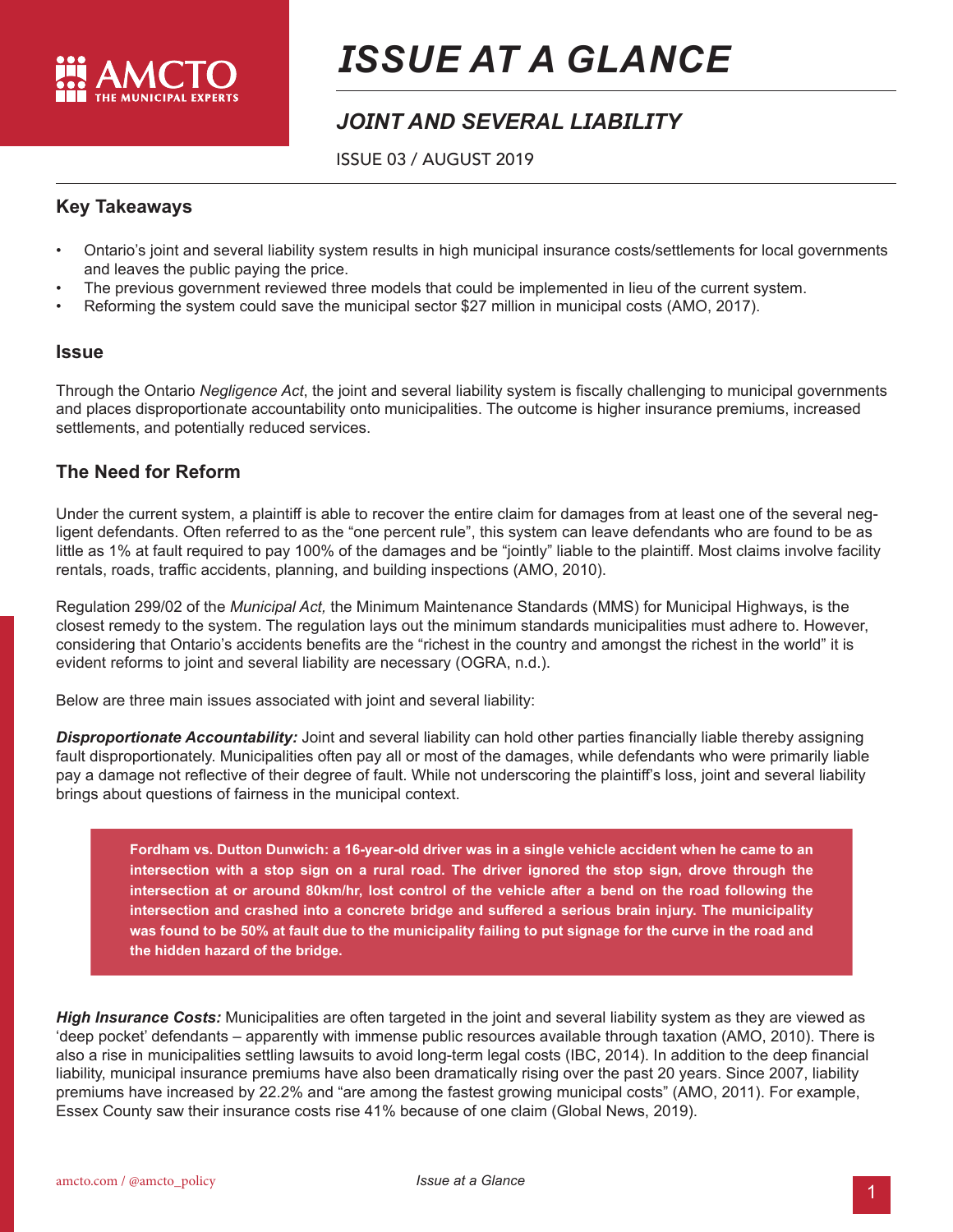AMCTO THE MUNICIPAL EXPERTS

# *ISSUE AT A GLANCE*

## *JOINT AND SEVERAL LIABILITY*

ISSUE 03 / AUGUST 2019

### Key Takeaways

- Ontario's joint and several liability system results in high municipal insurance costs/settlements for local governments and leaves the public paying the price.
- The previous government reviewed three models that could be implemented in lieu of the current system.
- Reforming the system could save the municipal sector $27 million in municipal costs (AMO, 2017).

### Issue

Through the Ontario *Negligence Act*, the joint and several liability system is fiscally challenging to municipal governments and places disproportionate accountability onto municipalities. The outcome is higher insurance premiums, increased settlements, and potentially reduced services.

### The Need for Reform

Under the current system, a plaintiff is able to recover the entire claim for damages from at least one of the several negligent defendants. Often referred to as the "one percent rule", this system can leave defendants who are found to be as little as 1% at fault required to pay 100% of the damages and be "jointly" liable to the plaintiff. Most claims involve facility rentals, roads, traffic accidents, planning, and building inspections (AMO, 2010).

Regulation 299/02 of the *Municipal Act,* the Minimum Maintenance Standards (MMS) for Municipal Highways, is the closest remedy to the system. The regulation lays out the minimum standards municipalities must adhere to. However, considering that Ontario's accidents benefits are the "richest in the country and amongst the richest in the world" it is evident reforms to joint and several liability are necessary (OGRA, n.d.).

Below are three main issues associated with joint and several liability:

***Disproportionate Accountability:*** Joint and several liability can hold other parties financially liable thereby assigning fault disproportionately. Municipalities often pay all or most of the damages, while defendants who were primarily liable pay a damage not reflective of their degree of fault. While not underscoring the plaintiff's loss, joint and several liability brings about questions of fairness in the municipal context.

> **Fordham vs. Dutton Dunwich: a 16-year-old driver was in a single vehicle accident when he came to an intersection with a stop sign on a rural road. The driver ignored the stop sign, drove through the intersection at or around 80km/hr, lost control of the vehicle after a bend on the road following the intersection and crashed into a concrete bridge and suffered a serious brain injury. The municipality was found to be 50% at fault due to the municipality failing to put signage for the curve in the road and the hidden hazard of the bridge.**

***High Insurance Costs:*** Municipalities are often targeted in the joint and several liability system as they are viewed as 'deep pocket' defendants – apparently with immense public resources available through taxation (AMO, 2010). There is also a rise in municipalities settling lawsuits to avoid long-term legal costs (IBC, 2014). In addition to the deep financial liability, municipal insurance premiums have also been dramatically rising over the past 20 years. Since 2007, liability premiums have increased by 22.2% and "are among the fastest growing municipal costs" (AMO, 2011). For example, Essex County saw their insurance costs rise 41% because of one claim (Global News, 2019).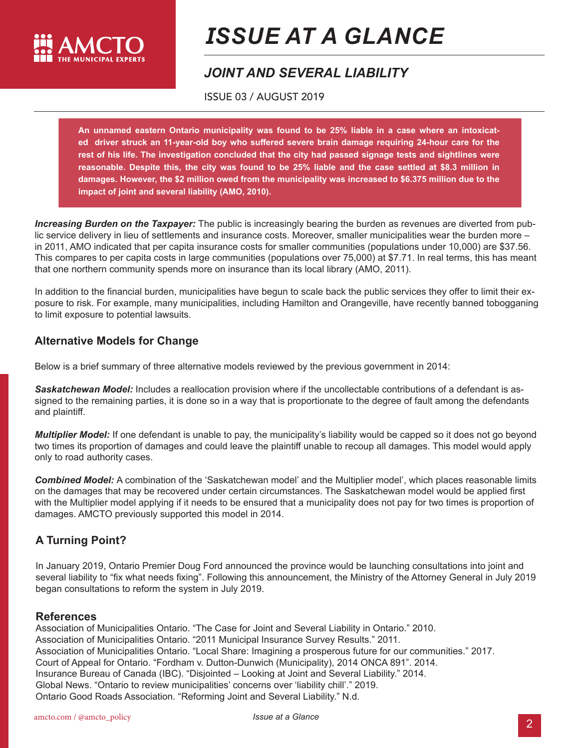# ISSUE AT A GLANCE

## JOINT AND SEVERAL LIABILITY

ISSUE 03 / AUGUST 2019

**An unnamed eastern Ontario municipality was found to be 25% liable in a case where an intoxicated driver struck an 11-year-old boy who suffered severe brain damage requiring 24-hour care for the rest of his life. The investigation concluded that the city had passed signage tests and sightlines were reasonable. Despite this, the city was found to be 25% liable and the case settled at $8.3 million in damages. However, the $2 million owed from the municipality was increased to $6.375 million due to the impact of joint and several liability (AMO, 2010).**

***Increasing Burden on the Taxpayer:*** The public is increasingly bearing the burden as revenues are diverted from public service delivery in lieu of settlements and insurance costs. Moreover, smaller municipalities wear the burden more – in 2011, AMO indicated that per capita insurance costs for smaller communities (populations under 10,000) are $37.56. This compares to per capita costs in large communities (populations over 75,000) at $7.71. In real terms, this has meant that one northern community spends more on insurance than its local library (AMO, 2011).

In addition to the financial burden, municipalities have begun to scale back the public services they offer to limit their exposure to risk. For example, many municipalities, including Hamilton and Orangeville, have recently banned tobogganing to limit exposure to potential lawsuits.

### Alternative Models for Change

Below is a brief summary of three alternative models reviewed by the previous government in 2014:

***Saskatchewan Model:*** Includes a reallocation provision where if the uncollectable contributions of a defendant is assigned to the remaining parties, it is done so in a way that is proportionate to the degree of fault among the defendants and plaintiff.

***Multiplier Model:*** If one defendant is unable to pay, the municipality's liability would be capped so it does not go beyond two times its proportion of damages and could leave the plaintiff unable to recoup all damages. This model would apply only to road authority cases.

***Combined Model:*** A combination of the 'Saskatchewan model' and the Multiplier model', which places reasonable limits on the damages that may be recovered under certain circumstances. The Saskatchewan model would be applied first with the Multiplier model applying if it needs to be ensured that a municipality does not pay for two times is proportion of damages. AMCTO previously supported this model in 2014.

### A Turning Point?

In January 2019, Ontario Premier Doug Ford announced the province would be launching consultations into joint and several liability to "fix what needs fixing". Following this announcement, the Ministry of the Attorney General in July 2019 began consultations to reform the system in July 2019.

### References

Association of Municipalities Ontario. "The Case for Joint and Several Liability in Ontario." 2010.
Association of Municipalities Ontario. "2011 Municipal Insurance Survey Results." 2011.
Association of Municipalities Ontario. "Local Share: Imagining a prosperous future for our communities." 2017.
Court of Appeal for Ontario. "Fordham v. Dutton-Dunwich (Municipality), 2014 ONCA 891". 2014.
Insurance Bureau of Canada (IBC). "Disjointed – Looking at Joint and Several Liability." 2014.
Global News. "Ontario to review municipalities' concerns over 'liability chill'." 2019.
Ontario Good Roads Association. "Reforming Joint and Several Liability." N.d.